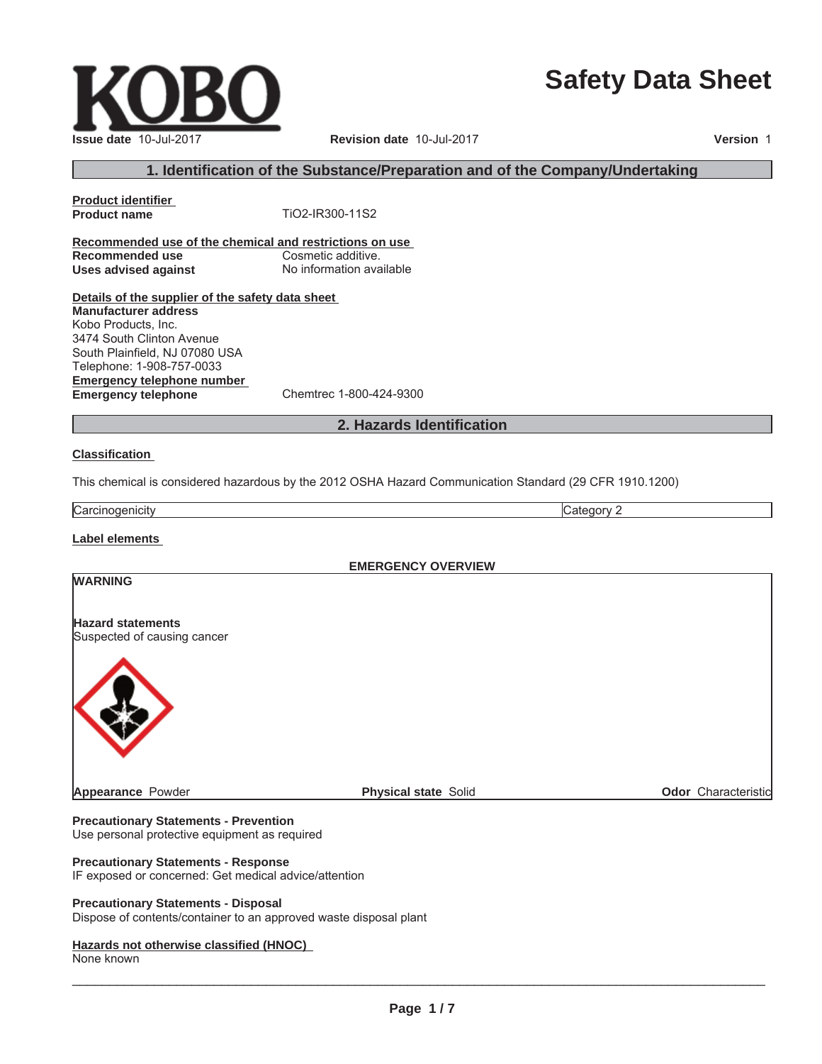# Safety Data Sheet

**Issue date** 10-Jul-2017 **Revision date** 10-Jul-2017 **Version** 1

## 1. Identification of the Substance/Preparation and of the Company/Undertaking

**Product identifier**

| | |
|---|---|
| **Product name** | TiO2-IR300-11S2 |

**Recommended use of the chemical and restrictions on use**

| | |
|---|---|
| **Recommended use** | Cosmetic additive. |
| **Uses advised against** | No information available |

**Details of the supplier of the safety data sheet**

**Manufacturer address**
Kobo Products, Inc.
3474 South Clinton Avenue
South Plainfield, NJ 07080 USA
Telephone: 1-908-757-0033

**Emergency telephone number**

| | |
|---|---|
| **Emergency telephone** | Chemtrec 1-800-424-9300 |

## 2. Hazards Identification

**Classification**

This chemical is considered hazardous by the 2012 OSHA Hazard Communication Standard (29 CFR 1910.1200)

| | |
|---|---|
| Carcinogenicity | Category 2 |

**Label elements**

**EMERGENCY OVERVIEW**

**WARNING**

**Hazard statements**
Suspected of causing cancer

**Appearance** Powder **Physical state** Solid **Odor** Characteristic

**Precautionary Statements - Prevention**
Use personal protective equipment as required

**Precautionary Statements - Response**
IF exposed or concerned: Get medical advice/attention

**Precautionary Statements - Disposal**
Dispose of contents/container to an approved waste disposal plant

**Hazards not otherwise classified (HNOC)**
None known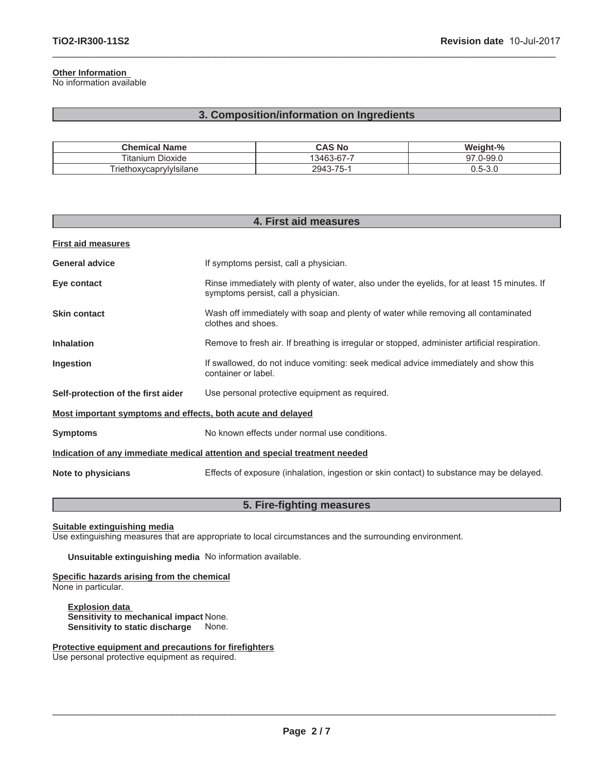**Other Information**
No information available

## 3. Composition/information on Ingredients

| Chemical Name | CAS No | Weight-% |
|---|---|---|
| Titanium Dioxide | 13463-67-7 | 97.0-99.0 |
| Triethoxycaprylylsilane | 2943-75-1 | 0.5-3.0 |

## 4. First aid measures

**First aid measures**

**General advice** If symptoms persist, call a physician.

**Eye contact** Rinse immediately with plenty of water, also under the eyelids, for at least 15 minutes. If symptoms persist, call a physician.

**Skin contact** Wash off immediately with soap and plenty of water while removing all contaminated clothes and shoes.

**Inhalation** Remove to fresh air. If breathing is irregular or stopped, administer artificial respiration.

**Ingestion** If swallowed, do not induce vomiting: seek medical advice immediately and show this container or label.

**Self-protection of the first aider** Use personal protective equipment as required.

**Most important symptoms and effects, both acute and delayed**

**Symptoms** No known effects under normal use conditions.

**Indication of any immediate medical attention and special treatment needed**

**Note to physicians** Effects of exposure (inhalation, ingestion or skin contact) to substance may be delayed.

## 5. Fire-fighting measures

**Suitable extinguishing media**
Use extinguishing measures that are appropriate to local circumstances and the surrounding environment.

**Unsuitable extinguishing media** No information available.

**Specific hazards arising from the chemical**
None in particular.

**Explosion data**
**Sensitivity to mechanical impact** None.
**Sensitivity to static discharge** None.

**Protective equipment and precautions for firefighters**
Use personal protective equipment as required.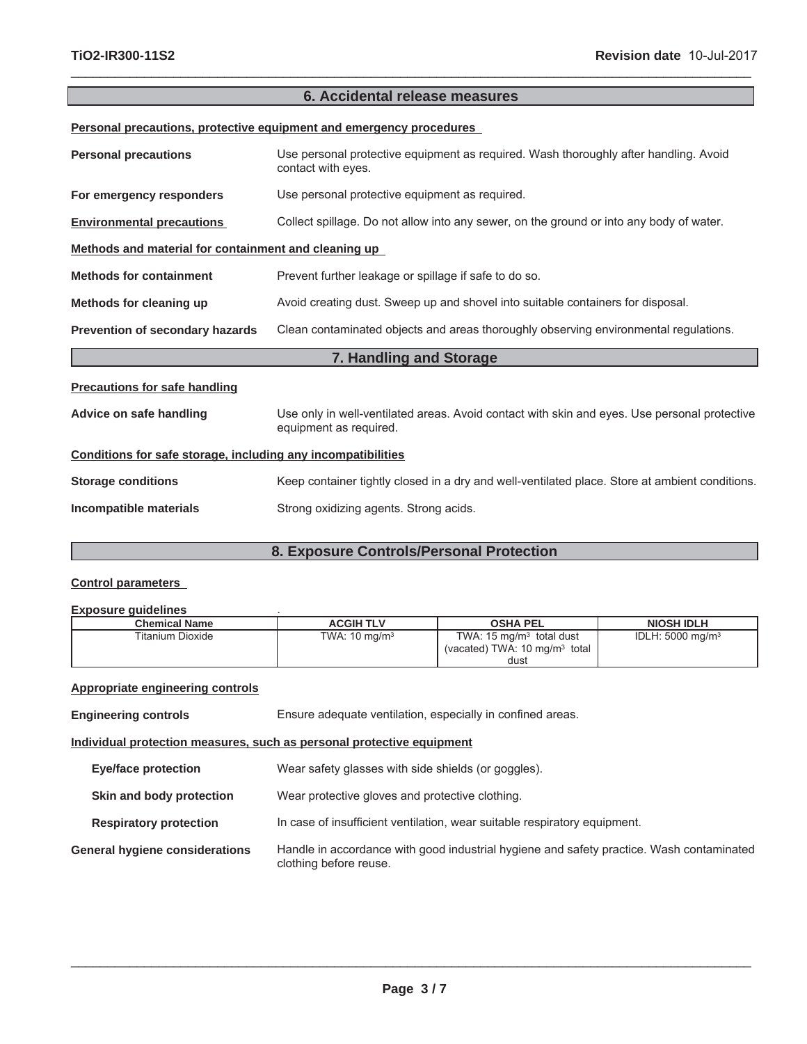## 6. Accidental release measures

**Personal precautions, protective equipment and emergency procedures**

**Personal precautions** Use personal protective equipment as required. Wash thoroughly after handling. Avoid contact with eyes.

**For emergency responders** Use personal protective equipment as required.

**Environmental precautions** Collect spillage. Do not allow into any sewer, on the ground or into any body of water.

**Methods and material for containment and cleaning up**

**Methods for containment** Prevent further leakage or spillage if safe to do so.

**Methods for cleaning up** Avoid creating dust. Sweep up and shovel into suitable containers for disposal.

**Prevention of secondary hazards** Clean contaminated objects and areas thoroughly observing environmental regulations.

## 7. Handling and Storage

**Precautions for safe handling**

**Advice on safe handling** Use only in well-ventilated areas. Avoid contact with skin and eyes. Use personal protective equipment as required.

**Conditions for safe storage, including any incompatibilities**

**Storage conditions** Keep container tightly closed in a dry and well-ventilated place. Store at ambient conditions.

**Incompatible materials** Strong oxidizing agents. Strong acids.

## 8. Exposure Controls/Personal Protection

**Control parameters**

**Exposure guidelines** .

| Chemical Name | ACGIH TLV | OSHA PEL | NIOSH IDLH |
|---|---|---|---|
| Titanium Dioxide | TWA: 10 $mg/m^3$ | TWA: 15 $mg/m^3$ total dust (vacated) TWA: 10 $mg/m^3$ total dust | IDLH: 5000 $mg/m^3$ |

**Appropriate engineering controls**

**Engineering controls** Ensure adequate ventilation, especially in confined areas.

**Individual protection measures, such as personal protective equipment**

**Eye/face protection** Wear safety glasses with side shields (or goggles).

**Skin and body protection** Wear protective gloves and protective clothing.

**Respiratory protection** In case of insufficient ventilation, wear suitable respiratory equipment.

**General hygiene considerations** Handle in accordance with good industrial hygiene and safety practice. Wash contaminated clothing before reuse.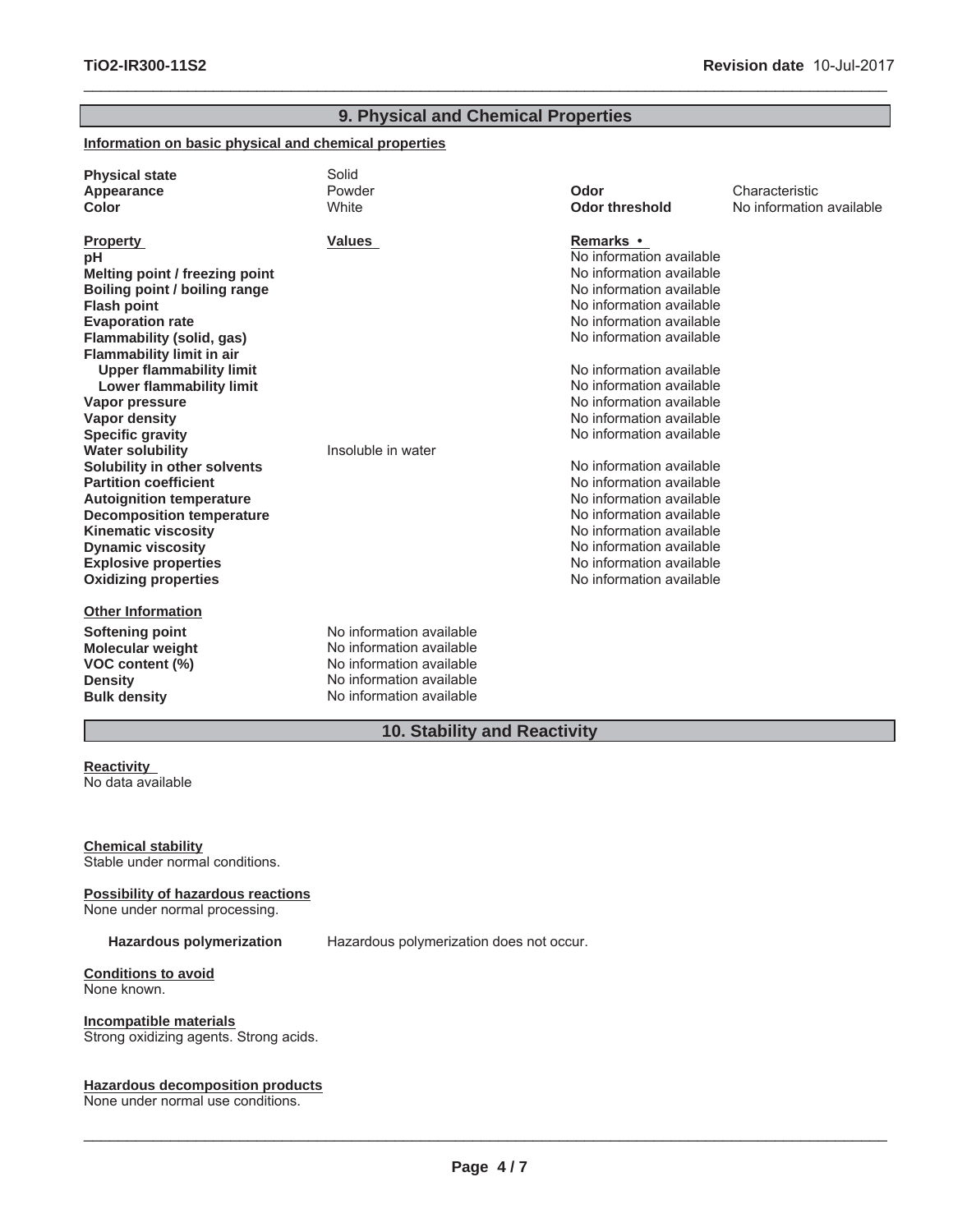## 9. Physical and Chemical Properties

**Information on basic physical and chemical properties**

| | | | |
|---|---|---|---|
| **Physical state** | Solid | | |
| **Appearance** | Powder | **Odor** | Characteristic |
| **Color** | White | **Odor threshold** | No information available |

| **Property** | **Values** | **Remarks •** |
|---|---|---|
| **pH** | | No information available |
| **Melting point / freezing point** | | No information available |
| **Boiling point / boiling range** | | No information available |
| **Flash point** | | No information available |
| **Evaporation rate** | | No information available |
| **Flammability (solid, gas)** | | No information available |
| **Flammability limit in air** | | |
| **Upper flammability limit** | | No information available |
| **Lower flammability limit** | | No information available |
| **Vapor pressure** | | No information available |
| **Vapor density** | | No information available |
| **Specific gravity** | | No information available |
| **Water solubility** | Insoluble in water | |
| **Solubility in other solvents** | | No information available |
| **Partition coefficient** | | No information available |
| **Autoignition temperature** | | No information available |
| **Decomposition temperature** | | No information available |
| **Kinematic viscosity** | | No information available |
| **Dynamic viscosity** | | No information available |
| **Explosive properties** | | No information available |
| **Oxidizing properties** | | No information available |

**Other Information**

| | |
|---|---|
| **Softening point** | No information available |
| **Molecular weight** | No information available |
| **VOC content (%)** | No information available |
| **Density** | No information available |
| **Bulk density** | No information available |

## 10. Stability and Reactivity

**Reactivity**

No data available

**Chemical stability**

Stable under normal conditions.

**Possibility of hazardous reactions**

None under normal processing.

**Hazardous polymerization** Hazardous polymerization does not occur.

**Conditions to avoid**

None known.

**Incompatible materials**

Strong oxidizing agents. Strong acids.

**Hazardous decomposition products**

None under normal use conditions.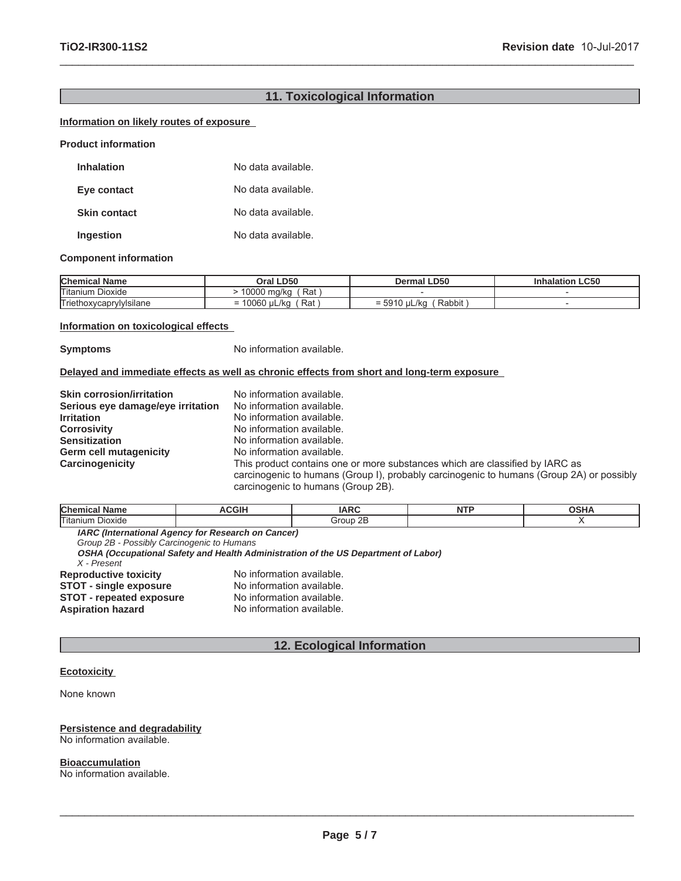## 11. Toxicological Information

### Information on likely routes of exposure

**Product information**

| | |
|---|---|
| **Inhalation** | No data available. |
| **Eye contact** | No data available. |
| **Skin contact** | No data available. |
| **Ingestion** | No data available. |

**Component information**

| Chemical Name | Oral LD50 | Dermal LD50 | Inhalation LC50 |
|---|---|---|---|
| Titanium Dioxide | > 10000 mg/kg ( Rat ) | - | - |
| Triethoxycaprylylsilane | = 10060 µL/kg ( Rat ) | = 5910 µL/kg ( Rabbit ) | - |

### Information on toxicological effects

**Symptoms** No information available.

### Delayed and immediate effects as well as chronic effects from short and long-term exposure

| | |
|---|---|
| **Skin corrosion/irritation** | No information available. |
| **Serious eye damage/eye irritation** | No information available. |
| **Irritation** | No information available. |
| **Corrosivity** | No information available. |
| **Sensitization** | No information available. |
| **Germ cell mutagenicity** | No information available. |
| **Carcinogenicity** | This product contains one or more substances which are classified by IARC as carcinogenic to humans (Group I), probably carcinogenic to humans (Group 2A) or possibly carcinogenic to humans (Group 2B). |

| Chemical Name | ACGIH | IARC | NTP | OSHA |
|---|---|---|---|---|
| Titanium Dioxide | | Group 2B | | X |

***IARC (International Agency for Research on Cancer)***
*Group 2B - Possibly Carcinogenic to Humans*
***OSHA (Occupational Safety and Health Administration of the US Department of Labor)***
*X - Present*

| | |
|---|---|
| **Reproductive toxicity** | No information available. |
| **STOT - single exposure** | No information available. |
| **STOT - repeated exposure** | No information available. |
| **Aspiration hazard** | No information available. |

## 12. Ecological Information

### Ecotoxicity

None known

### Persistence and degradability
No information available.

### Bioaccumulation
No information available.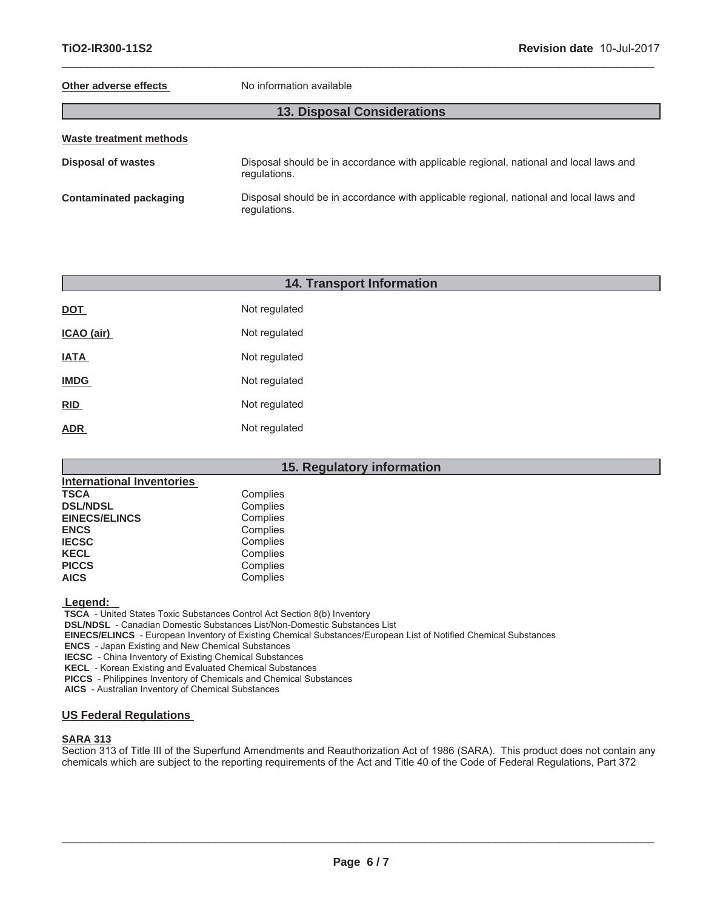**Other adverse effects** No information available

## 13. Disposal Considerations

**Waste treatment methods**

| | |
|---|---|
| **Disposal of wastes** | Disposal should be in accordance with applicable regional, national and local laws and regulations. |
| **Contaminated packaging** | Disposal should be in accordance with applicable regional, national and local laws and regulations. |

## 14. Transport Information

| | |
|---|---|
| **DOT** | Not regulated |
| **ICAO (air)** | Not regulated |
| **IATA** | Not regulated |
| **IMDG** | Not regulated |
| **RID** | Not regulated |
| **ADR** | Not regulated |

## 15. Regulatory information

**International Inventories**

| | |
|---|---|
| **TSCA** | Complies |
| **DSL/NDSL** | Complies |
| **EINECS/ELINCS** | Complies |
| **ENCS** | Complies |
| **IECSC** | Complies |
| **KECL** | Complies |
| **PICCS** | Complies |
| **AICS** | Complies |

**Legend:**

**TSCA** - United States Toxic Substances Control Act Section 8(b) Inventory
**DSL/NDSL** - Canadian Domestic Substances List/Non-Domestic Substances List
**EINECS/ELINCS** - European Inventory of Existing Chemical Substances/European List of Notified Chemical Substances
**ENCS** - Japan Existing and New Chemical Substances
**IECSC** - China Inventory of Existing Chemical Substances
**KECL** - Korean Existing and Evaluated Chemical Substances
**PICCS** - Philippines Inventory of Chemicals and Chemical Substances
**AICS** - Australian Inventory of Chemical Substances

**US Federal Regulations**

**SARA 313**
Section 313 of Title III of the Superfund Amendments and Reauthorization Act of 1986 (SARA). This product does not contain any chemicals which are subject to the reporting requirements of the Act and Title 40 of the Code of Federal Regulations, Part 372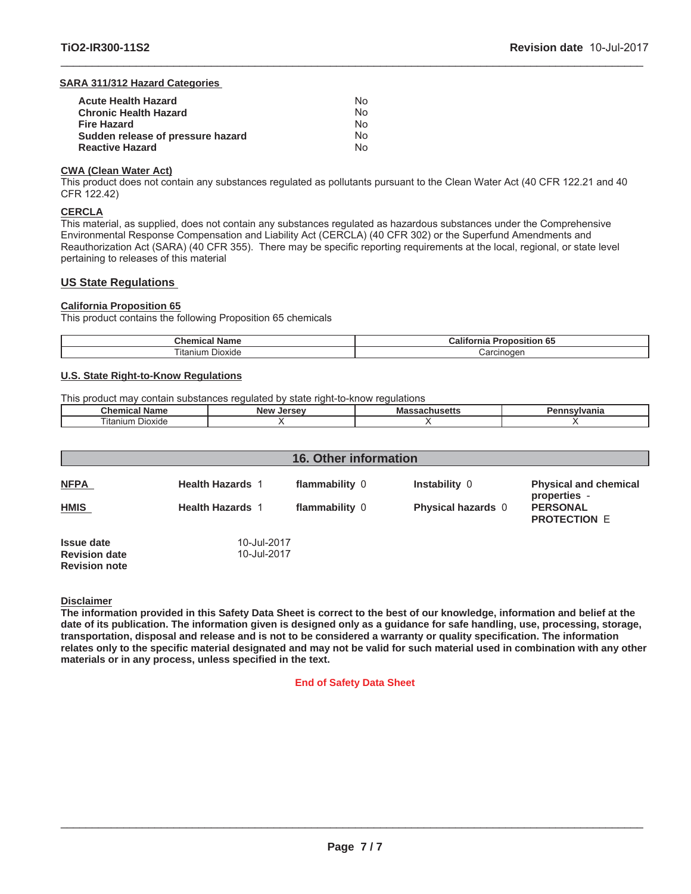### SARA 311/312 Hazard Categories

| | |
|---|---|
| **Acute Health Hazard** | No |
| **Chronic Health Hazard** | No |
| **Fire Hazard** | No |
| **Sudden release of pressure hazard** | No |
| **Reactive Hazard** | No |

### CWA (Clean Water Act)

This product does not contain any substances regulated as pollutants pursuant to the Clean Water Act (40 CFR 122.21 and 40 CFR 122.42)

### CERCLA

This material, as supplied, does not contain any substances regulated as hazardous substances under the Comprehensive Environmental Response Compensation and Liability Act (CERCLA) (40 CFR 302) or the Superfund Amendments and Reauthorization Act (SARA) (40 CFR 355). There may be specific reporting requirements at the local, regional, or state level pertaining to releases of this material

## US State Regulations

### California Proposition 65

This product contains the following Proposition 65 chemicals

| Chemical Name | California Proposition 65 |
|---|---|
| Titanium Dioxide | Carcinogen |

### U.S. State Right-to-Know Regulations

This product may contain substances regulated by state right-to-know regulations

| Chemical Name | New Jersey | Massachusetts | Pennsylvania |
|---|---|---|---|
| Titanium Dioxide | X | X | X |

## 16. Other information

| | | | | |
|---|---|---|---|---|
| **NFPA** | **Health Hazards** 1 | **flammability** 0 | **Instability** 0 | **Physical and chemical properties** - |
| **HMIS** | **Health Hazards** 1 | **flammability** 0 | **Physical hazards** 0 | **PERSONAL PROTECTION** E |

| | |
|---|---|
| **Issue date** | 10-Jul-2017 |
| **Revision date** | 10-Jul-2017 |
| **Revision note** | |

### Disclaimer

**The information provided in this Safety Data Sheet is correct to the best of our knowledge, information and belief at the date of its publication. The information given is designed only as a guidance for safe handling, use, processing, storage, transportation, disposal and release and is not to be considered a warranty or quality specification. The information relates only to the specific material designated and may not be valid for such material used in combination with any other materials or in any process, unless specified in the text.**

**End of Safety Data Sheet**